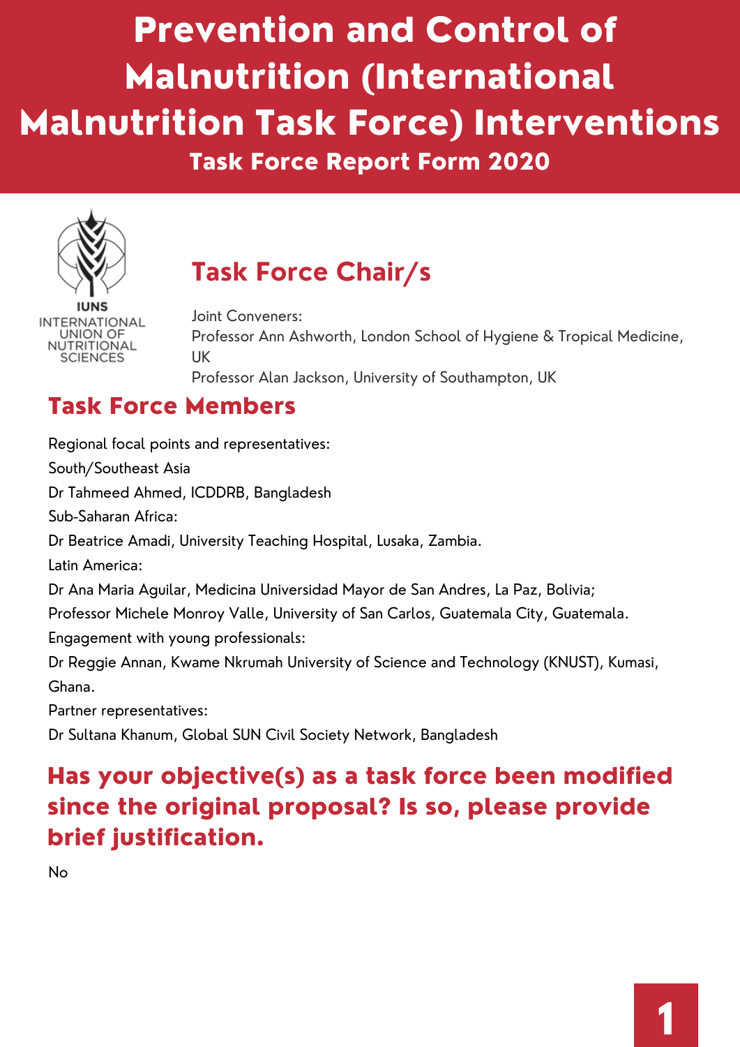# Prevention and Control of Malnutrition (International Malnutrition Task Force) Interventions

## Task Force Report Form 2020

IUNS
INTERNATIONAL UNION OF NUTRITIONAL SCIENCES

## Task Force Chair/s

Joint Conveners:
Professor Ann Ashworth, London School of Hygiene & Tropical Medicine, UK
Professor Alan Jackson, University of Southampton, UK

## Task Force Members

Regional focal points and representatives:

South/Southeast Asia

Dr Tahmeed Ahmed, ICDDRB, Bangladesh

Sub-Saharan Africa:

Dr Beatrice Amadi, University Teaching Hospital, Lusaka, Zambia.

Latin America:

Dr Ana Maria Aguilar, Medicina Universidad Mayor de San Andres, La Paz, Bolivia;

Professor Michele Monroy Valle, University of San Carlos, Guatemala City, Guatemala.

Engagement with young professionals:

Dr Reggie Annan, Kwame Nkrumah University of Science and Technology (KNUST), Kumasi, Ghana.

Partner representatives:

Dr Sultana Khanum, Global SUN Civil Society Network, Bangladesh

## Has your objective(s) as a task force been modified since the original proposal? Is so, please provide brief justification.

No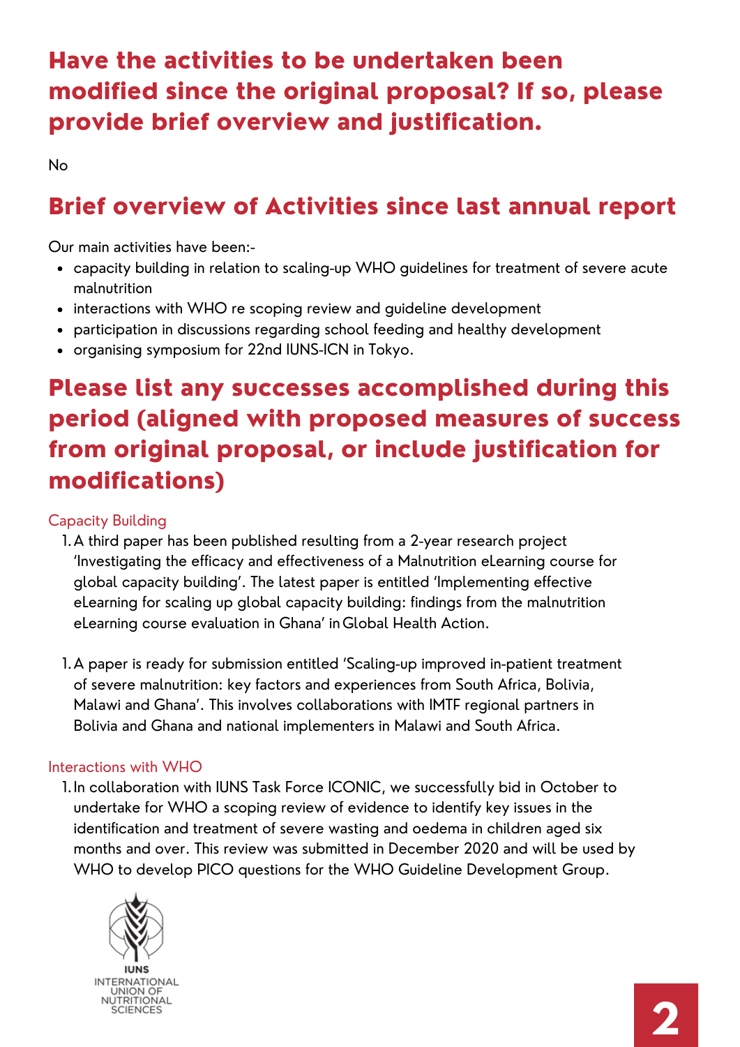## Have the activities to be undertaken been modified since the original proposal? If so, please provide brief overview and justification.

No

## Brief overview of Activities since last annual report

Our main activities have been:-

- capacity building in relation to scaling-up WHO guidelines for treatment of severe acute malnutrition
- interactions with WHO re scoping review and guideline development
- participation in discussions regarding school feeding and healthy development
- organising symposium for 22nd IUNS-ICN in Tokyo.

## Please list any successes accomplished during this period (aligned with proposed measures of success from original proposal, or include justification for modifications)

### Capacity Building

1. A third paper has been published resulting from a 2-year research project 'Investigating the efficacy and effectiveness of a Malnutrition eLearning course for global capacity building'. The latest paper is entitled 'Implementing effective eLearning for scaling up global capacity building: findings from the malnutrition eLearning course evaluation in Ghana' in Global Health Action.

1. A paper is ready for submission entitled 'Scaling-up improved in-patient treatment of severe malnutrition: key factors and experiences from South Africa, Bolivia, Malawi and Ghana'. This involves collaborations with IMTF regional partners in Bolivia and Ghana and national implementers in Malawi and South Africa.

### Interactions with WHO

1. In collaboration with IUNS Task Force ICONIC, we successfully bid in October to undertake for WHO a scoping review of evidence to identify key issues in the identification and treatment of severe wasting and oedema in children aged six months and over. This review was submitted in December 2020 and will be used by WHO to develop PICO questions for the WHO Guideline Development Group.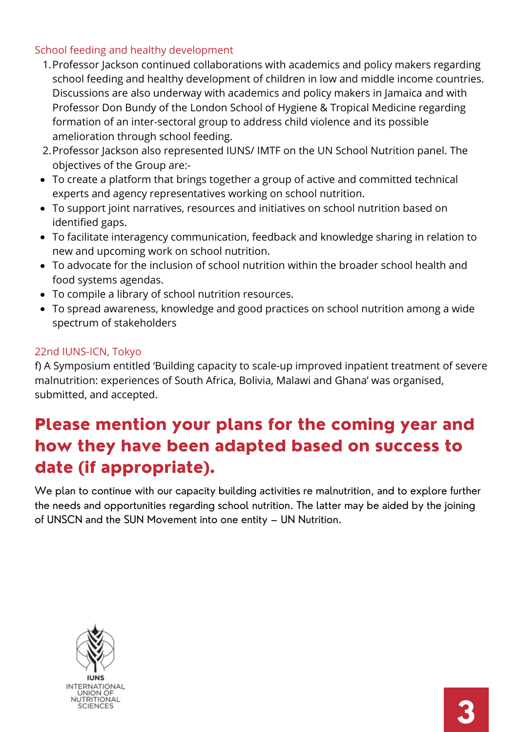### School feeding and healthy development

1. Professor Jackson continued collaborations with academics and policy makers regarding school feeding and healthy development of children in low and middle income countries. Discussions are also underway with academics and policy makers in Jamaica and with Professor Don Bundy of the London School of Hygiene & Tropical Medicine regarding formation of an inter-sectoral group to address child violence and its possible amelioration through school feeding.
2. Professor Jackson also represented IUNS/ IMTF on the UN School Nutrition panel. The objectives of the Group are:-

- To create a platform that brings together a group of active and committed technical experts and agency representatives working on school nutrition.
- To support joint narratives, resources and initiatives on school nutrition based on identified gaps.
- To facilitate interagency communication, feedback and knowledge sharing in relation to new and upcoming work on school nutrition.
- To advocate for the inclusion of school nutrition within the broader school health and food systems agendas.
- To compile a library of school nutrition resources.
- To spread awareness, knowledge and good practices on school nutrition among a wide spectrum of stakeholders

### 22nd IUNS-ICN, Tokyo

f) A Symposium entitled 'Building capacity to scale-up improved inpatient treatment of severe malnutrition: experiences of South Africa, Bolivia, Malawi and Ghana' was organised, submitted, and accepted.

## Please mention your plans for the coming year and how they have been adapted based on success to date (if appropriate).

We plan to continue with our capacity building activities re malnutrition, and to explore further the needs and opportunities regarding school nutrition. The latter may be aided by the joining of UNSCN and the SUN Movement into one entity – UN Nutrition.